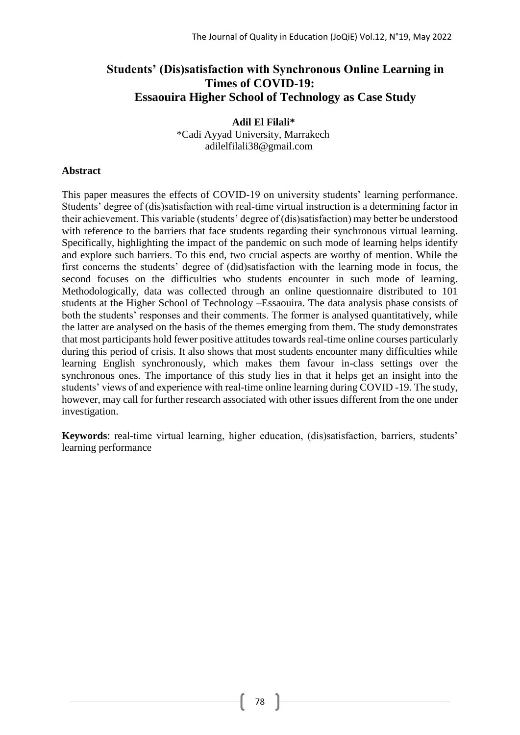# Students' (Dis)satisfaction with Synchronous Online Learning in Times of COVID-19: Essaouira Higher School of Technology as Case Study

**Adil El Filali***

*Cadi Ayyad University, Marrakech
adilelfilali38@gmail.com

## Abstract

This paper measures the effects of COVID-19 on university students' learning performance. Students' degree of (dis)satisfaction with real-time virtual instruction is a determining factor in their achievement. This variable (students' degree of (dis)satisfaction) may better be understood with reference to the barriers that face students regarding their synchronous virtual learning. Specifically, highlighting the impact of the pandemic on such mode of learning helps identify and explore such barriers. To this end, two crucial aspects are worthy of mention. While the first concerns the students' degree of (did)satisfaction with the learning mode in focus, the second focuses on the difficulties who students encounter in such mode of learning. Methodologically, data was collected through an online questionnaire distributed to 101 students at the Higher School of Technology –Essaouira. The data analysis phase consists of both the students' responses and their comments. The former is analysed quantitatively, while the latter are analysed on the basis of the themes emerging from them. The study demonstrates that most participants hold fewer positive attitudes towards real-time online courses particularly during this period of crisis. It also shows that most students encounter many difficulties while learning English synchronously, which makes them favour in-class settings over the synchronous ones. The importance of this study lies in that it helps get an insight into the students' views of and experience with real-time online learning during COVID -19. The study, however, may call for further research associated with other issues different from the one under investigation.

**Keywords**: real-time virtual learning, higher education, (dis)satisfaction, barriers, students' learning performance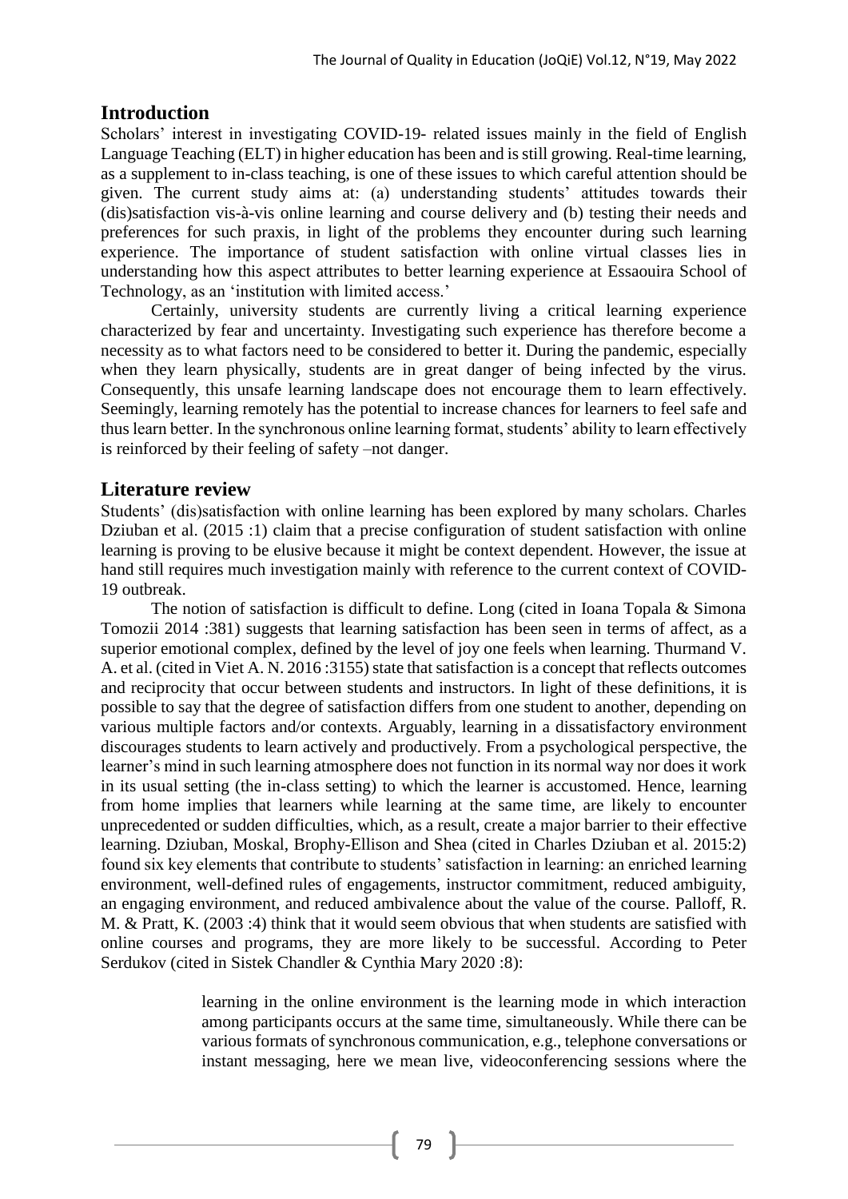## Introduction

Scholars' interest in investigating COVID-19- related issues mainly in the field of English Language Teaching (ELT) in higher education has been and is still growing. Real-time learning, as a supplement to in-class teaching, is one of these issues to which careful attention should be given. The current study aims at: (a) understanding students' attitudes towards their (dis)satisfaction vis-à-vis online learning and course delivery and (b) testing their needs and preferences for such praxis, in light of the problems they encounter during such learning experience. The importance of student satisfaction with online virtual classes lies in understanding how this aspect attributes to better learning experience at Essaouira School of Technology, as an 'institution with limited access.'

Certainly, university students are currently living a critical learning experience characterized by fear and uncertainty. Investigating such experience has therefore become a necessity as to what factors need to be considered to better it. During the pandemic, especially when they learn physically, students are in great danger of being infected by the virus. Consequently, this unsafe learning landscape does not encourage them to learn effectively. Seemingly, learning remotely has the potential to increase chances for learners to feel safe and thus learn better. In the synchronous online learning format, students' ability to learn effectively is reinforced by their feeling of safety –not danger.

## Literature review

Students' (dis)satisfaction with online learning has been explored by many scholars. Charles Dziuban et al. (2015 :1) claim that a precise configuration of student satisfaction with online learning is proving to be elusive because it might be context dependent. However, the issue at hand still requires much investigation mainly with reference to the current context of COVID-19 outbreak.

The notion of satisfaction is difficult to define. Long (cited in Ioana Topala & Simona Tomozii 2014 :381) suggests that learning satisfaction has been seen in terms of affect, as a superior emotional complex, defined by the level of joy one feels when learning. Thurmand V. A. et al. (cited in Viet A. N. 2016 :3155) state that satisfaction is a concept that reflects outcomes and reciprocity that occur between students and instructors. In light of these definitions, it is possible to say that the degree of satisfaction differs from one student to another, depending on various multiple factors and/or contexts. Arguably, learning in a dissatisfactory environment discourages students to learn actively and productively. From a psychological perspective, the learner's mind in such learning atmosphere does not function in its normal way nor does it work in its usual setting (the in-class setting) to which the learner is accustomed. Hence, learning from home implies that learners while learning at the same time, are likely to encounter unprecedented or sudden difficulties, which, as a result, create a major barrier to their effective learning. Dziuban, Moskal, Brophy-Ellison and Shea (cited in Charles Dziuban et al. 2015:2) found six key elements that contribute to students' satisfaction in learning: an enriched learning environment, well-defined rules of engagements, instructor commitment, reduced ambiguity, an engaging environment, and reduced ambivalence about the value of the course. Palloff, R. M. & Pratt, K. (2003 :4) think that it would seem obvious that when students are satisfied with online courses and programs, they are more likely to be successful. According to Peter Serdukov (cited in Sistek Chandler & Cynthia Mary 2020 :8):

> learning in the online environment is the learning mode in which interaction among participants occurs at the same time, simultaneously. While there can be various formats of synchronous communication, e.g., telephone conversations or instant messaging, here we mean live, videoconferencing sessions where the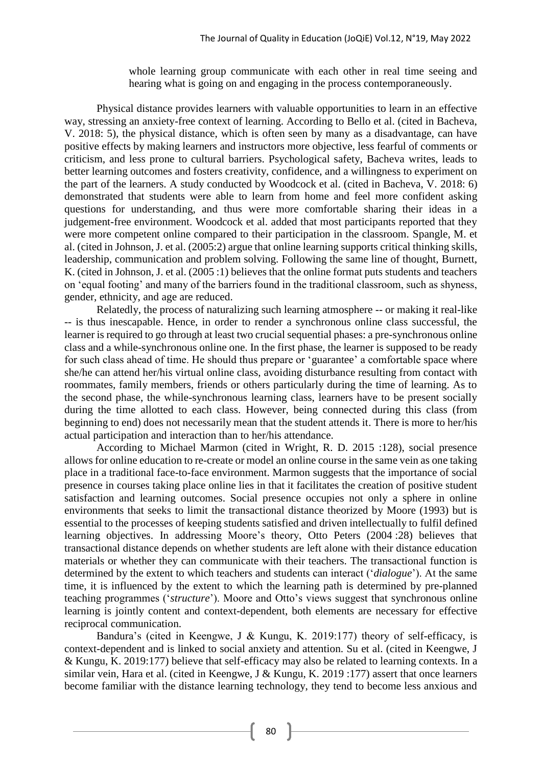> whole learning group communicate with each other in real time seeing and hearing what is going on and engaging in the process contemporaneously.

Physical distance provides learners with valuable opportunities to learn in an effective way, stressing an anxiety-free context of learning. According to Bello et al. (cited in Bacheva, V. 2018: 5), the physical distance, which is often seen by many as a disadvantage, can have positive effects by making learners and instructors more objective, less fearful of comments or criticism, and less prone to cultural barriers. Psychological safety, Bacheva writes, leads to better learning outcomes and fosters creativity, confidence, and a willingness to experiment on the part of the learners. A study conducted by Woodcock et al. (cited in Bacheva, V. 2018: 6) demonstrated that students were able to learn from home and feel more confident asking questions for understanding, and thus were more comfortable sharing their ideas in a judgement-free environment. Woodcock et al. added that most participants reported that they were more competent online compared to their participation in the classroom. Spangle, M. et al. (cited in Johnson, J. et al. (2005:2) argue that online learning supports critical thinking skills, leadership, communication and problem solving. Following the same line of thought, Burnett, K. (cited in Johnson, J. et al. (2005 :1) believes that the online format puts students and teachers on 'equal footing' and many of the barriers found in the traditional classroom, such as shyness, gender, ethnicity, and age are reduced.

Relatedly, the process of naturalizing such learning atmosphere -- or making it real-like -- is thus inescapable. Hence, in order to render a synchronous online class successful, the learner is required to go through at least two crucial sequential phases: a pre-synchronous online class and a while-synchronous online one. In the first phase, the learner is supposed to be ready for such class ahead of time. He should thus prepare or 'guarantee' a comfortable space where she/he can attend her/his virtual online class, avoiding disturbance resulting from contact with roommates, family members, friends or others particularly during the time of learning. As to the second phase, the while-synchronous learning class, learners have to be present socially during the time allotted to each class. However, being connected during this class (from beginning to end) does not necessarily mean that the student attends it. There is more to her/his actual participation and interaction than to her/his attendance.

According to Michael Marmon (cited in Wright, R. D. 2015 :128), social presence allows for online education to re-create or model an online course in the same vein as one taking place in a traditional face-to-face environment. Marmon suggests that the importance of social presence in courses taking place online lies in that it facilitates the creation of positive student satisfaction and learning outcomes. Social presence occupies not only a sphere in online environments that seeks to limit the transactional distance theorized by Moore (1993) but is essential to the processes of keeping students satisfied and driven intellectually to fulfil defined learning objectives. In addressing Moore's theory, Otto Peters (2004 :28) believes that transactional distance depends on whether students are left alone with their distance education materials or whether they can communicate with their teachers. The transactional function is determined by the extent to which teachers and students can interact ('*dialogue*'). At the same time, it is influenced by the extent to which the learning path is determined by pre-planned teaching programmes ('*structure*'). Moore and Otto's views suggest that synchronous online learning is jointly content and context-dependent, both elements are necessary for effective reciprocal communication.

Bandura's (cited in Keengwe, J & Kungu, K. 2019:177) theory of self-efficacy, is context-dependent and is linked to social anxiety and attention. Su et al. (cited in Keengwe, J & Kungu, K. 2019:177) believe that self-efficacy may also be related to learning contexts. In a similar vein, Hara et al. (cited in Keengwe, J & Kungu, K. 2019 :177) assert that once learners become familiar with the distance learning technology, they tend to become less anxious and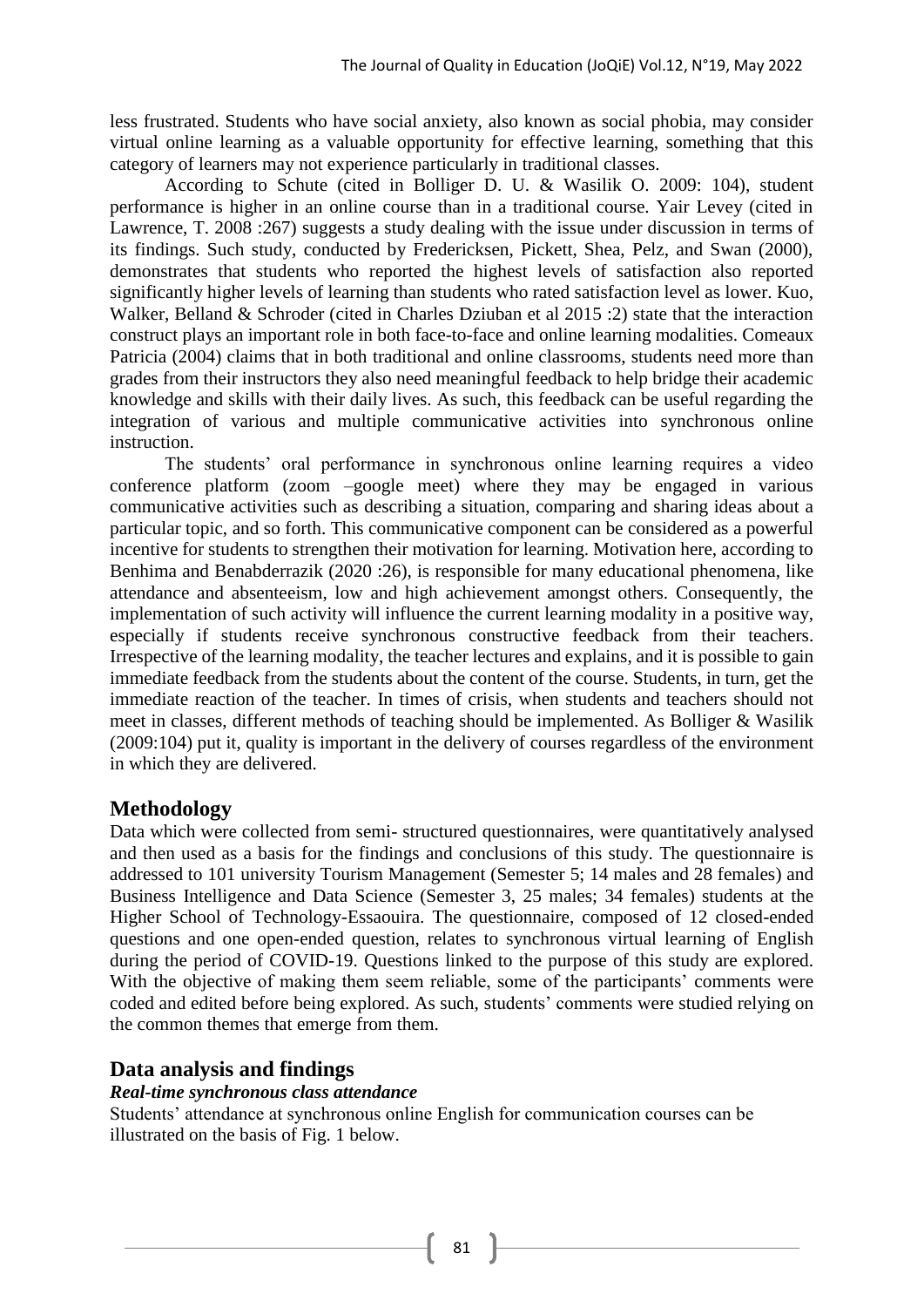less frustrated. Students who have social anxiety, also known as social phobia, may consider virtual online learning as a valuable opportunity for effective learning, something that this category of learners may not experience particularly in traditional classes.

According to Schute (cited in Bolliger D. U. & Wasilik O. 2009: 104), student performance is higher in an online course than in a traditional course. Yair Levey (cited in Lawrence, T. 2008 :267) suggests a study dealing with the issue under discussion in terms of its findings. Such study, conducted by Fredericksen, Pickett, Shea, Pelz, and Swan (2000), demonstrates that students who reported the highest levels of satisfaction also reported significantly higher levels of learning than students who rated satisfaction level as lower. Kuo, Walker, Belland & Schroder (cited in Charles Dziuban et al 2015 :2) state that the interaction construct plays an important role in both face-to-face and online learning modalities. Comeaux Patricia (2004) claims that in both traditional and online classrooms, students need more than grades from their instructors they also need meaningful feedback to help bridge their academic knowledge and skills with their daily lives. As such, this feedback can be useful regarding the integration of various and multiple communicative activities into synchronous online instruction.

The students' oral performance in synchronous online learning requires a video conference platform (zoom –google meet) where they may be engaged in various communicative activities such as describing a situation, comparing and sharing ideas about a particular topic, and so forth. This communicative component can be considered as a powerful incentive for students to strengthen their motivation for learning. Motivation here, according to Benhima and Benabderrazik (2020 :26), is responsible for many educational phenomena, like attendance and absenteeism, low and high achievement amongst others. Consequently, the implementation of such activity will influence the current learning modality in a positive way, especially if students receive synchronous constructive feedback from their teachers. Irrespective of the learning modality, the teacher lectures and explains, and it is possible to gain immediate feedback from the students about the content of the course. Students, in turn, get the immediate reaction of the teacher. In times of crisis, when students and teachers should not meet in classes, different methods of teaching should be implemented. As Bolliger & Wasilik (2009:104) put it, quality is important in the delivery of courses regardless of the environment in which they are delivered.

## Methodology

Data which were collected from semi- structured questionnaires, were quantitatively analysed and then used as a basis for the findings and conclusions of this study. The questionnaire is addressed to 101 university Tourism Management (Semester 5; 14 males and 28 females) and Business Intelligence and Data Science (Semester 3, 25 males; 34 females) students at the Higher School of Technology-Essaouira. The questionnaire, composed of 12 closed-ended questions and one open-ended question, relates to synchronous virtual learning of English during the period of COVID-19. Questions linked to the purpose of this study are explored. With the objective of making them seem reliable, some of the participants' comments were coded and edited before being explored. As such, students' comments were studied relying on the common themes that emerge from them.

## Data analysis and findings

### *Real-time synchronous class attendance*

Students' attendance at synchronous online English for communication courses can be illustrated on the basis of Fig. 1 below.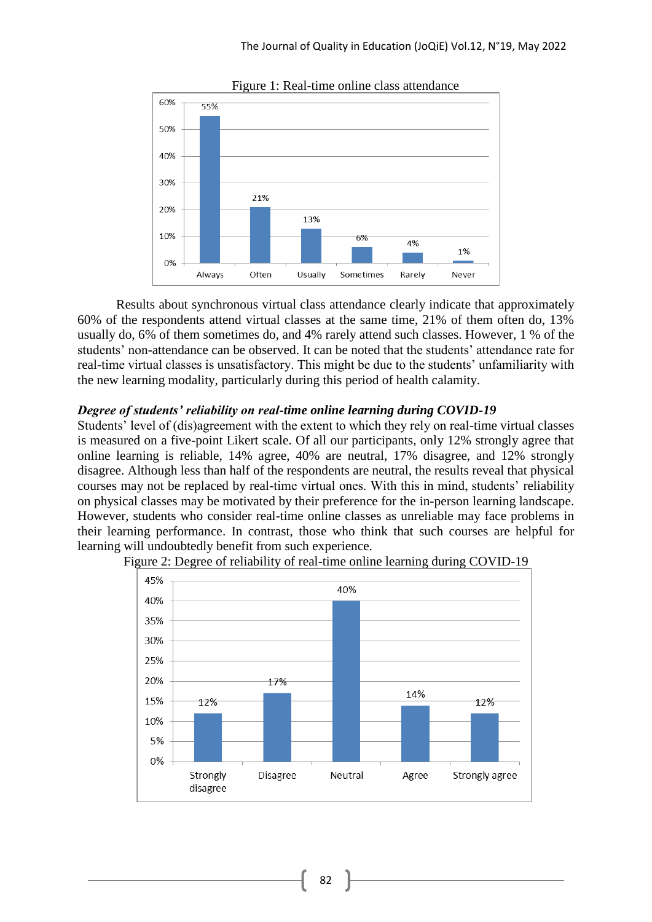Figure 1: Real-time online class attendance

| Always | Often | Usually | Sometimes | Rarely | Never |
|---|---|---|---|---|---|
| 55% | 21% | 13% | 6% | 4% | 1% |

Results about synchronous virtual class attendance clearly indicate that approximately 60% of the respondents attend virtual classes at the same time, 21% of them often do, 13% usually do, 6% of them sometimes do, and 4% rarely attend such classes. However, 1 % of the students' non-attendance can be observed. It can be noted that the students' attendance rate for real-time virtual classes is unsatisfactory. This might be due to the students' unfamiliarity with the new learning modality, particularly during this period of health calamity.

***Degree of students' reliability on real-time online learning during COVID-19***

Students' level of (dis)agreement with the extent to which they rely on real-time virtual classes is measured on a five-point Likert scale. Of all our participants, only 12% strongly agree that online learning is reliable, 14% agree, 40% are neutral, 17% disagree, and 12% strongly disagree. Although less than half of the respondents are neutral, the results reveal that physical courses may not be replaced by real-time virtual ones. With this in mind, students' reliability on physical classes may be motivated by their preference for the in-person learning landscape. However, students who consider real-time online classes as unreliable may face problems in their learning performance. In contrast, those who think that such courses are helpful for learning will undoubtedly benefit from such experience.

Figure 2: Degree of reliability of real-time online learning during COVID-19

| Strongly disagree | Disagree | Neutral | Agree | Strongly agree |
|---|---|---|---|---|
| 12% | 17% | 40% | 14% | 12% |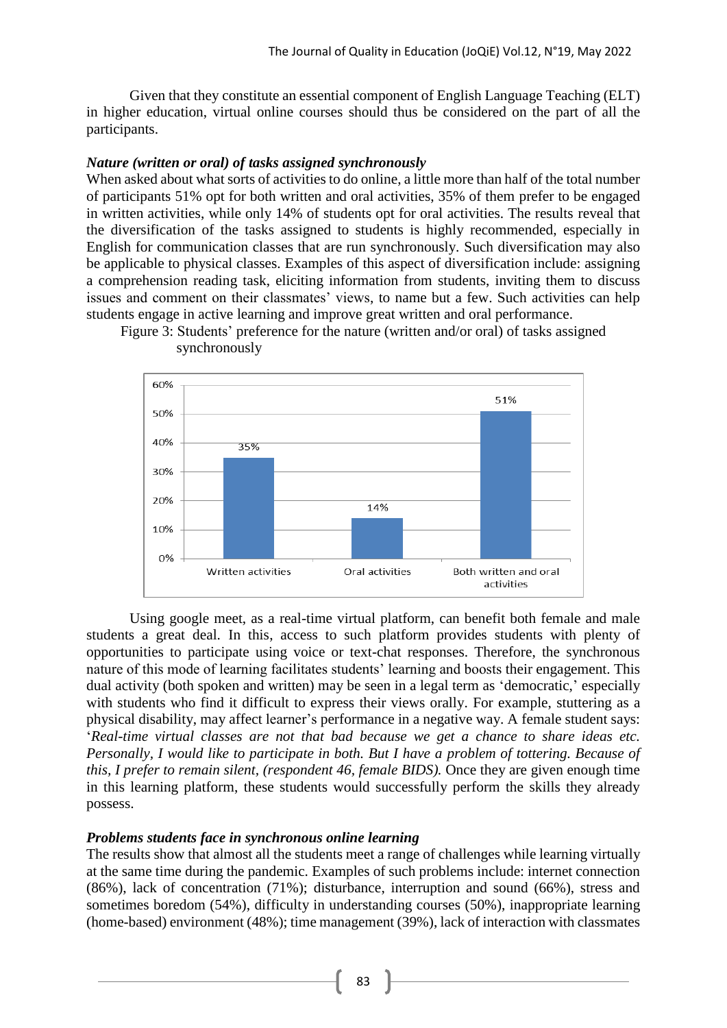Given that they constitute an essential component of English Language Teaching (ELT) in higher education, virtual online courses should thus be considered on the part of all the participants.

### *Nature (written or oral) of tasks assigned synchronously*

When asked about what sorts of activities to do online, a little more than half of the total number of participants 51% opt for both written and oral activities, 35% of them prefer to be engaged in written activities, while only 14% of students opt for oral activities. The results reveal that the diversification of the tasks assigned to students is highly recommended, especially in English for communication classes that are run synchronously. Such diversification may also be applicable to physical classes. Examples of this aspect of diversification include: assigning a comprehension reading task, eliciting information from students, inviting them to discuss issues and comment on their classmates' views, to name but a few. Such activities can help students engage in active learning and improve great written and oral performance.

Figure 3: Students' preference for the nature (written and/or oral) of tasks assigned synchronously

| Nature of tasks | Percentage |
|---|---|
| Written activities | 35% |
| Oral activities | 14% |
| Both written and oral activities | 51% |

Using google meet, as a real-time virtual platform, can benefit both female and male students a great deal. In this, access to such platform provides students with plenty of opportunities to participate using voice or text-chat responses. Therefore, the synchronous nature of this mode of learning facilitates students' learning and boosts their engagement. This dual activity (both spoken and written) may be seen in a legal term as 'democratic,' especially with students who find it difficult to express their views orally. For example, stuttering as a physical disability, may affect learner's performance in a negative way. A female student says: '*Real-time virtual classes are not that bad because we get a chance to share ideas etc. Personally, I would like to participate in both. But I have a problem of tottering. Because of this, I prefer to remain silent, (respondent 46, female BIDS).* Once they are given enough time in this learning platform, these students would successfully perform the skills they already possess.

### *Problems students face in synchronous online learning*

The results show that almost all the students meet a range of challenges while learning virtually at the same time during the pandemic. Examples of such problems include: internet connection (86%), lack of concentration (71%); disturbance, interruption and sound (66%), stress and sometimes boredom (54%), difficulty in understanding courses (50%), inappropriate learning (home-based) environment (48%); time management (39%), lack of interaction with classmates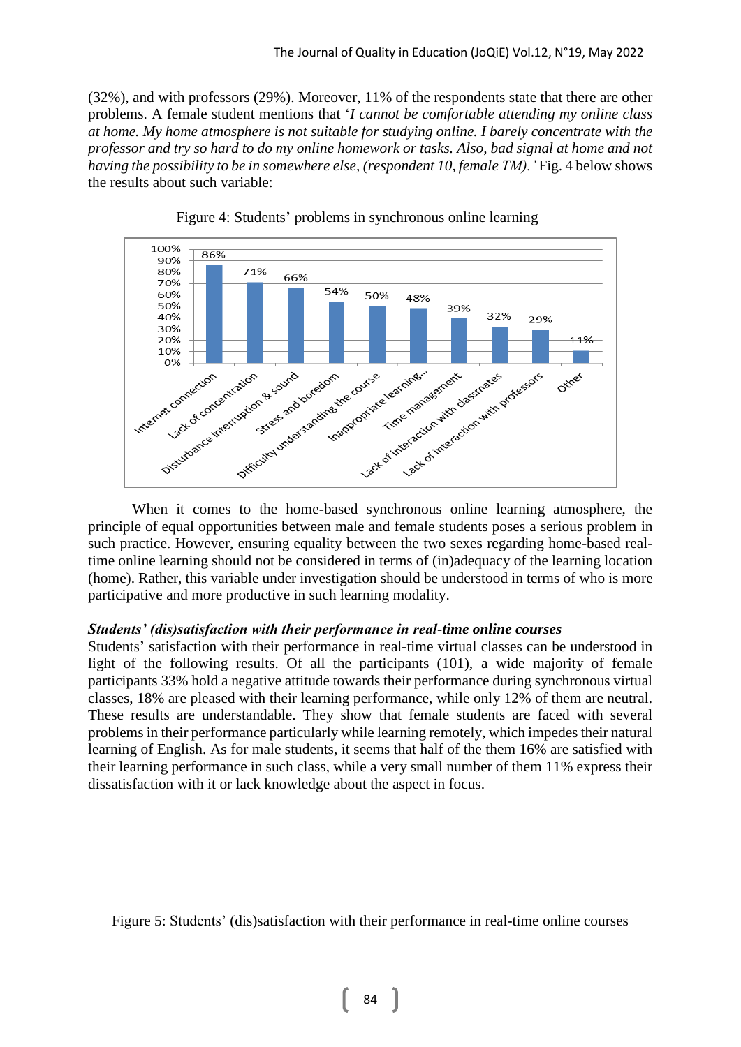(32%), and with professors (29%). Moreover, 11% of the respondents state that there are other problems. A female student mentions that '*I cannot be comfortable attending my online class at home. My home atmosphere is not suitable for studying online. I barely concentrate with the professor and try so hard to do my online homework or tasks. Also, bad signal at home and not having the possibility to be in somewhere else, (respondent 10, female TM).'* Fig. 4 below shows the results about such variable:

Figure 4: Students' problems in synchronous online learning

| Problem | Percentage |
|---|---|
| Internet connection | 86% |
| Lack of concentration | 71% |
| Disturbance interruption & sound | 66% |
| Stress and boredom | 54% |
| Difficulty understanding the course | 50% |
| Inappropriate learning... | 48% |
| Time management | 39% |
| Lack of interaction with classmates | 32% |
| Lack of interaction with professors | 29% |
| Other | 11% |

When it comes to the home-based synchronous online learning atmosphere, the principle of equal opportunities between male and female students poses a serious problem in such practice. However, ensuring equality between the two sexes regarding home-based real-time online learning should not be considered in terms of (in)adequacy of the learning location (home). Rather, this variable under investigation should be understood in terms of who is more participative and more productive in such learning modality.

***Students' (dis)satisfaction with their performance in real-time online courses***

Students' satisfaction with their performance in real-time virtual classes can be understood in light of the following results. Of all the participants (101), a wide majority of female participants 33% hold a negative attitude towards their performance during synchronous virtual classes, 18% are pleased with their learning performance, while only 12% of them are neutral. These results are understandable. They show that female students are faced with several problems in their performance particularly while learning remotely, which impedes their natural learning of English. As for male students, it seems that half of the them 16% are satisfied with their learning performance in such class, while a very small number of them 11% express their dissatisfaction with it or lack knowledge about the aspect in focus.

Figure 5: Students' (dis)satisfaction with their performance in real-time online courses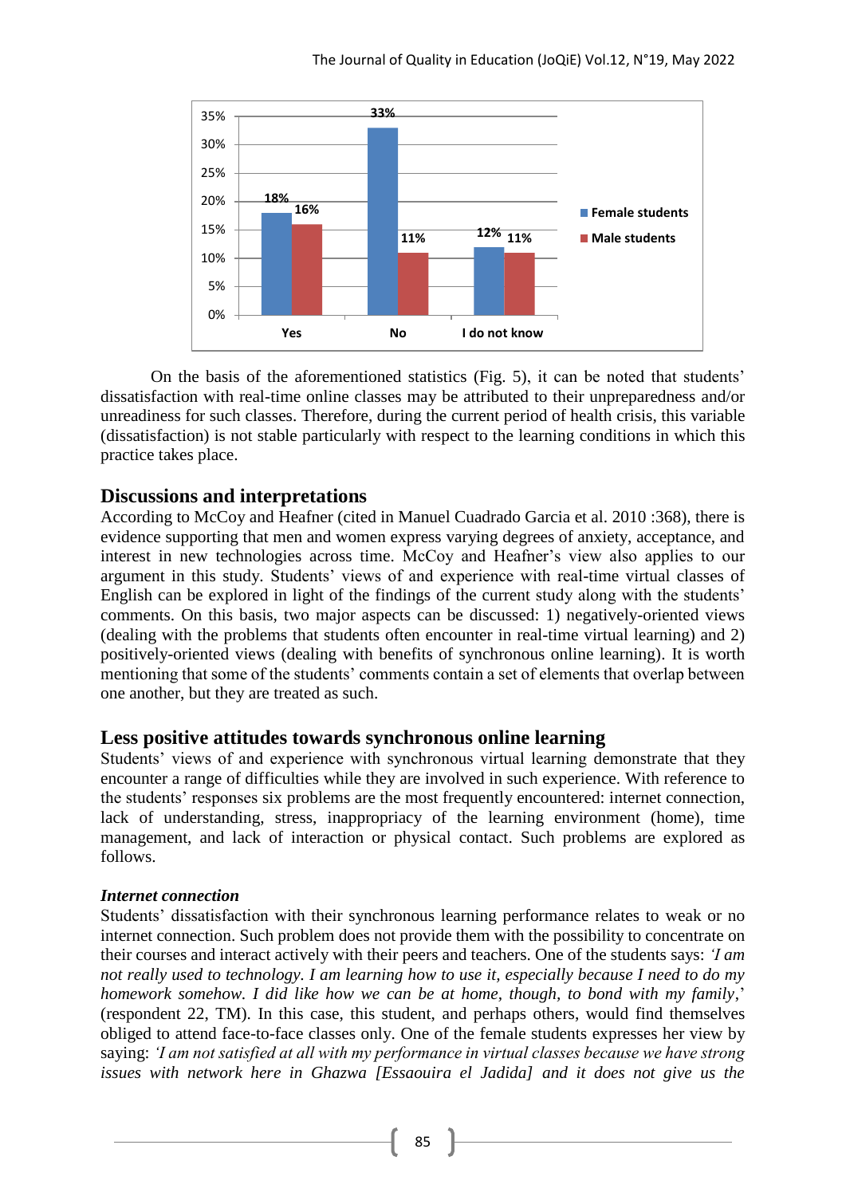On the basis of the aforementioned statistics (Fig. 5), it can be noted that students' dissatisfaction with real-time online classes may be attributed to their unpreparedness and/or unreadiness for such classes. Therefore, during the current period of health crisis, this variable (dissatisfaction) is not stable particularly with respect to the learning conditions in which this practice takes place.

## Discussions and interpretations

According to McCoy and Heafner (cited in Manuel Cuadrado Garcia et al. 2010 :368), there is evidence supporting that men and women express varying degrees of anxiety, acceptance, and interest in new technologies across time. McCoy and Heafner's view also applies to our argument in this study. Students' views of and experience with real-time virtual classes of English can be explored in light of the findings of the current study along with the students' comments. On this basis, two major aspects can be discussed: 1) negatively-oriented views (dealing with the problems that students often encounter in real-time virtual learning) and 2) positively-oriented views (dealing with benefits of synchronous online learning). It is worth mentioning that some of the students' comments contain a set of elements that overlap between one another, but they are treated as such.

## Less positive attitudes towards synchronous online learning

Students' views of and experience with synchronous virtual learning demonstrate that they encounter a range of difficulties while they are involved in such experience. With reference to the students' responses six problems are the most frequently encountered: internet connection, lack of understanding, stress, inappropriacy of the learning environment (home), time management, and lack of interaction or physical contact. Such problems are explored as follows.

### *Internet connection*

Students' dissatisfaction with their synchronous learning performance relates to weak or no internet connection. Such problem does not provide them with the possibility to concentrate on their courses and interact actively with their peers and teachers. One of the students says: *'I am not really used to technology. I am learning how to use it, especially because I need to do my homework somehow. I did like how we can be at home, though, to bond with my family*,' (respondent 22, TM). In this case, this student, and perhaps others, would find themselves obliged to attend face-to-face classes only. One of the female students expresses her view by saying: *'I am not satisfied at all with my performance in virtual classes because we have strong issues with network here in Ghazwa [Essaouira el Jadida] and it does not give us the*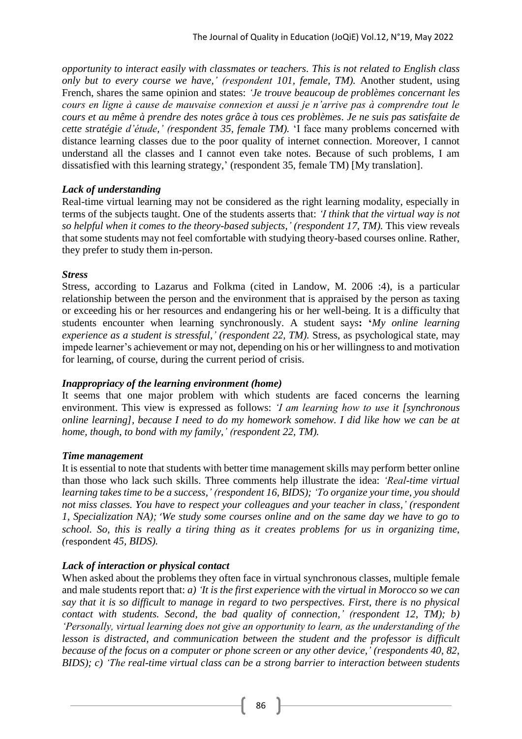*opportunity to interact easily with classmates or teachers. This is not related to English class only but to every course we have,' (respondent 101, female, TM).* Another student, using French, shares the same opinion and states: *'Je trouve beaucoup de problèmes concernant les cours en ligne à cause de mauvaise connexion et aussi je n'arrive pas à comprendre tout le cours et au même à prendre des notes grâce à tous ces problèmes. Je ne suis pas satisfaite de cette stratégie d'étude,' (respondent 35, female TM).* 'I face many problems concerned with distance learning classes due to the poor quality of internet connection. Moreover, I cannot understand all the classes and I cannot even take notes. Because of such problems, I am dissatisfied with this learning strategy,' (respondent 35, female TM) [My translation].

***Lack of understanding***

Real-time virtual learning may not be considered as the right learning modality, especially in terms of the subjects taught. One of the students asserts that: *'I think that the virtual way is not so helpful when it comes to the theory-based subjects,' (respondent 17, TM).* This view reveals that some students may not feel comfortable with studying theory-based courses online. Rather, they prefer to study them in-person.

***Stress***

Stress, according to Lazarus and Folkma (cited in Landow, M. 2006 :4), is a particular relationship between the person and the environment that is appraised by the person as taxing or exceeding his or her resources and endangering his or her well-being. It is a difficulty that students encounter when learning synchronously. A student says**:** '*My online learning experience as a student is stressful,' (respondent 22, TM).* Stress, as psychological state, may impede learner's achievement or may not, depending on his or her willingness to and motivation for learning, of course, during the current period of crisis.

***Inappropriacy of the learning environment (home)***

It seems that one major problem with which students are faced concerns the learning environment. This view is expressed as follows: *'I am learning how to use it [synchronous online learning], because I need to do my homework somehow. I did like how we can be at home, though, to bond with my family,' (respondent 22, TM).*

***Time management***

It is essential to note that students with better time management skills may perform better online than those who lack such skills. Three comments help illustrate the idea: *'Real-time virtual learning takes time to be a success,' (respondent 16, BIDS); 'To organize your time, you should not miss classes. You have to respect your colleagues and your teacher in class,' (respondent 1, Specialization NA); 'We study some courses online and on the same day we have to go to school. So, this is really a tiring thing as it creates problems for us in organizing time, (*respondent *45, BIDS).*

***Lack of interaction or physical contact***

When asked about the problems they often face in virtual synchronous classes, multiple female and male students report that: *a) 'It is the first experience with the virtual in Morocco so we can say that it is so difficult to manage in regard to two perspectives. First, there is no physical contact with students. Second, the bad quality of connection,' (respondent 12, TM); b) 'Personally, virtual learning does not give an opportunity to learn, as the understanding of the lesson is distracted, and communication between the student and the professor is difficult because of the focus on a computer or phone screen or any other device,' (respondents 40, 82, BIDS); c) 'The real-time virtual class can be a strong barrier to interaction between students*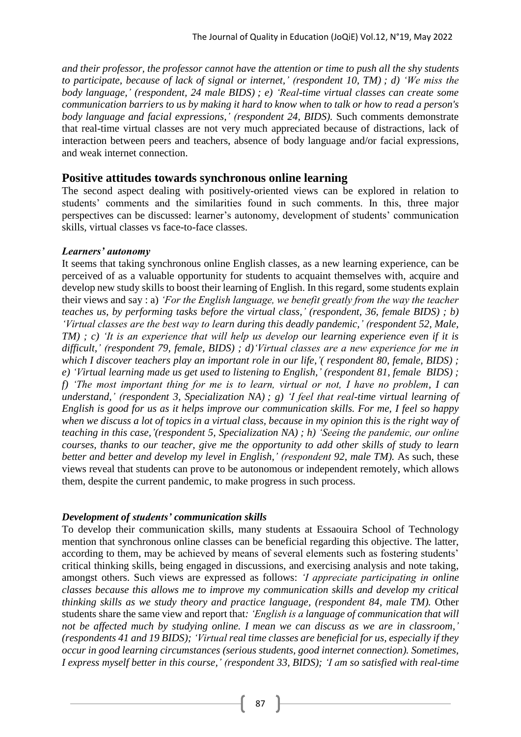*and their professor, the professor cannot have the attention or time to push all the shy students to participate, because of lack of signal or internet,' (respondent 10, TM) ; d) 'We miss the body language,' (respondent, 24 male BIDS) ; e) 'Real-time virtual classes can create some communication barriers to us by making it hard to know when to talk or how to read a person's body language and facial expressions,' (respondent 24, BIDS).* Such comments demonstrate that real-time virtual classes are not very much appreciated because of distractions, lack of interaction between peers and teachers, absence of body language and/or facial expressions, and weak internet connection.

## Positive attitudes towards synchronous online learning

The second aspect dealing with positively-oriented views can be explored in relation to students' comments and the similarities found in such comments. In this, three major perspectives can be discussed: learner's autonomy, development of students' communication skills, virtual classes vs face-to-face classes.

### *Learners' autonomy*

It seems that taking synchronous online English classes, as a new learning experience, can be perceived of as a valuable opportunity for students to acquaint themselves with, acquire and develop new study skills to boost their learning of English. In this regard, some students explain their views and say : a) *'For the English language, we benefit greatly from the way the teacher teaches us, by performing tasks before the virtual class,' (respondent, 36, female BIDS) ; b) 'Virtual classes are the best way to learn during this deadly pandemic,' (respondent 52, Male, TM) ; c) 'It is an experience that will help us develop our learning experience even if it is difficult,' (respondent 79, female, BIDS) ; d)'Virtual classes are a new experience for me in which I discover teachers play an important role in our life,'( respondent 80, female, BIDS) ; e) 'Virtual learning made us get used to listening to English,' (respondent 81, female BIDS) ; f) 'The most important thing for me is to learn, virtual or not, I have no problem, I can understand,' (respondent 3, Specialization NA) ; g) 'I feel that real-time virtual learning of English is good for us as it helps improve our communication skills. For me, I feel so happy when we discuss a lot of topics in a virtual class, because in my opinion this is the right way of teaching in this case,'(respondent 5, Specialization NA) ; h) 'Seeing the pandemic, our online courses, thanks to our teacher, give me the opportunity to add other skills of study to learn better and better and develop my level in English,' (respondent 92, male TM).* As such, these views reveal that students can prove to be autonomous or independent remotely, which allows them, despite the current pandemic, to make progress in such process.

### *Development of students' communication skills*

To develop their communication skills, many students at Essaouira School of Technology mention that synchronous online classes can be beneficial regarding this objective. The latter, according to them, may be achieved by means of several elements such as fostering students' critical thinking skills, being engaged in discussions, and exercising analysis and note taking, amongst others. Such views are expressed as follows: *'I appreciate participating in online classes because this allows me to improve my communication skills and develop my critical thinking skills as we study theory and practice language, (respondent 84, male TM).* Other students share the same view and report that*: 'English is a language of communication that will not be affected much by studying online. I mean we can discuss as we are in classroom,' (respondents 41 and 19 BIDS); 'Virtual real time classes are beneficial for us, especially if they occur in good learning circumstances (serious students, good internet connection). Sometimes, I express myself better in this course,' (respondent 33, BIDS); 'I am so satisfied with real-time*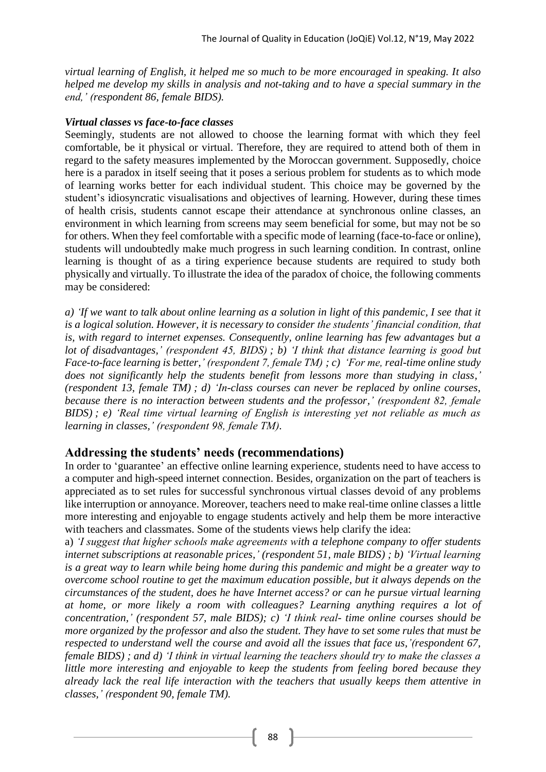*virtual learning of English, it helped me so much to be more encouraged in speaking. It also helped me develop my skills in analysis and not-taking and to have a special summary in the end,' (respondent 86, female BIDS).*

#### *Virtual classes vs face-to-face classes*

Seemingly, students are not allowed to choose the learning format with which they feel comfortable, be it physical or virtual. Therefore, they are required to attend both of them in regard to the safety measures implemented by the Moroccan government. Supposedly, choice here is a paradox in itself seeing that it poses a serious problem for students as to which mode of learning works better for each individual student. This choice may be governed by the student's idiosyncratic visualisations and objectives of learning. However, during these times of health crisis, students cannot escape their attendance at synchronous online classes, an environment in which learning from screens may seem beneficial for some, but may not be so for others. When they feel comfortable with a specific mode of learning (face-to-face or online), students will undoubtedly make much progress in such learning condition. In contrast, online learning is thought of as a tiring experience because students are required to study both physically and virtually. To illustrate the idea of the paradox of choice, the following comments may be considered:

*a) 'If we want to talk about online learning as a solution in light of this pandemic, I see that it is a logical solution. However, it is necessary to consider the students' financial condition, that is, with regard to internet expenses. Consequently, online learning has few advantages but a lot of disadvantages,' (respondent 45, BIDS) ; b) 'I think that distance learning is good but Face-to-face learning is better,' (respondent 7, female TM) ; c) 'For me, real-time online study does not significantly help the students benefit from lessons more than studying in class,' (respondent 13, female TM) ; d) 'In-class courses can never be replaced by online courses, because there is no interaction between students and the professor,' (respondent 82, female BIDS) ; e) 'Real time virtual learning of English is interesting yet not reliable as much as learning in classes,' (respondent 98, female TM).*

## Addressing the students' needs (recommendations)

In order to 'guarantee' an effective online learning experience, students need to have access to a computer and high-speed internet connection. Besides, organization on the part of teachers is appreciated as to set rules for successful synchronous virtual classes devoid of any problems like interruption or annoyance. Moreover, teachers need to make real-time online classes a little more interesting and enjoyable to engage students actively and help them be more interactive with teachers and classmates. Some of the students views help clarify the idea:

a) *'I suggest that higher schools make agreements with a telephone company to offer students internet subscriptions at reasonable prices,' (respondent 51, male BIDS) ; b) 'Virtual learning is a great way to learn while being home during this pandemic and might be a greater way to overcome school routine to get the maximum education possible, but it always depends on the circumstances of the student, does he have Internet access? or can he pursue virtual learning at home, or more likely a room with colleagues? Learning anything requires a lot of concentration,' (respondent 57, male BIDS); c) 'I think real- time online courses should be more organized by the professor and also the student. They have to set some rules that must be respected to understand well the course and avoid all the issues that face us,'(respondent 67, female BIDS) ; and d) 'I think in virtual learning the teachers should try to make the classes a little more interesting and enjoyable to keep the students from feeling bored because they already lack the real life interaction with the teachers that usually keeps them attentive in classes,' (respondent 90, female TM).*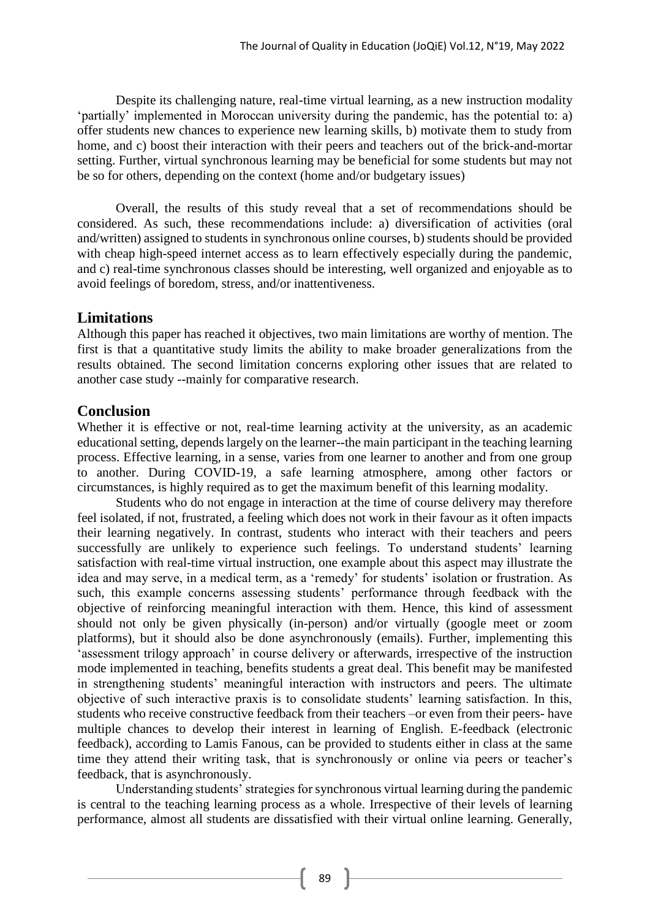Despite its challenging nature, real-time virtual learning, as a new instruction modality 'partially' implemented in Moroccan university during the pandemic, has the potential to: a) offer students new chances to experience new learning skills, b) motivate them to study from home, and c) boost their interaction with their peers and teachers out of the brick-and-mortar setting. Further, virtual synchronous learning may be beneficial for some students but may not be so for others, depending on the context (home and/or budgetary issues)

Overall, the results of this study reveal that a set of recommendations should be considered. As such, these recommendations include: a) diversification of activities (oral and/written) assigned to students in synchronous online courses, b) students should be provided with cheap high-speed internet access as to learn effectively especially during the pandemic, and c) real-time synchronous classes should be interesting, well organized and enjoyable as to avoid feelings of boredom, stress, and/or inattentiveness.

## Limitations

Although this paper has reached it objectives, two main limitations are worthy of mention. The first is that a quantitative study limits the ability to make broader generalizations from the results obtained. The second limitation concerns exploring other issues that are related to another case study --mainly for comparative research.

## Conclusion

Whether it is effective or not, real-time learning activity at the university, as an academic educational setting, depends largely on the learner--the main participant in the teaching learning process. Effective learning, in a sense, varies from one learner to another and from one group to another. During COVID-19, a safe learning atmosphere, among other factors or circumstances, is highly required as to get the maximum benefit of this learning modality.

Students who do not engage in interaction at the time of course delivery may therefore feel isolated, if not, frustrated, a feeling which does not work in their favour as it often impacts their learning negatively. In contrast, students who interact with their teachers and peers successfully are unlikely to experience such feelings. To understand students' learning satisfaction with real-time virtual instruction, one example about this aspect may illustrate the idea and may serve, in a medical term, as a 'remedy' for students' isolation or frustration. As such, this example concerns assessing students' performance through feedback with the objective of reinforcing meaningful interaction with them. Hence, this kind of assessment should not only be given physically (in-person) and/or virtually (google meet or zoom platforms), but it should also be done asynchronously (emails). Further, implementing this 'assessment trilogy approach' in course delivery or afterwards, irrespective of the instruction mode implemented in teaching, benefits students a great deal. This benefit may be manifested in strengthening students' meaningful interaction with instructors and peers. The ultimate objective of such interactive praxis is to consolidate students' learning satisfaction. In this, students who receive constructive feedback from their teachers –or even from their peers- have multiple chances to develop their interest in learning of English. E-feedback (electronic feedback), according to Lamis Fanous, can be provided to students either in class at the same time they attend their writing task, that is synchronously or online via peers or teacher's feedback, that is asynchronously.

Understanding students' strategies for synchronous virtual learning during the pandemic is central to the teaching learning process as a whole. Irrespective of their levels of learning performance, almost all students are dissatisfied with their virtual online learning. Generally,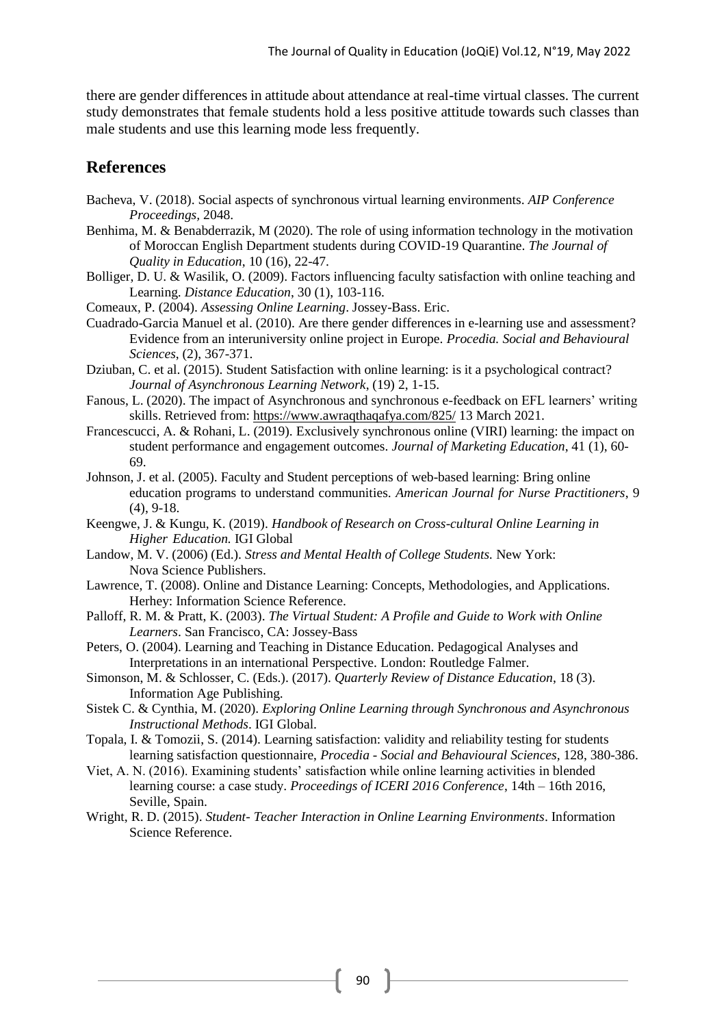there are gender differences in attitude about attendance at real-time virtual classes. The current study demonstrates that female students hold a less positive attitude towards such classes than male students and use this learning mode less frequently.

## References

Bacheva, V. (2018). Social aspects of synchronous virtual learning environments. *AIP Conference Proceedings*, 2048.

Benhima, M. & Benabderrazik, M (2020). The role of using information technology in the motivation of Moroccan English Department students during COVID-19 Quarantine. *The Journal of Quality in Education*, 10 (16), 22-47.

Bolliger, D. U. & Wasilik, O. (2009). Factors influencing faculty satisfaction with online teaching and Learning. *Distance Education*, 30 (1), 103-116.

Comeaux, P. (2004). *Assessing Online Learning*. Jossey-Bass. Eric.

Cuadrado-Garcia Manuel et al. (2010). Are there gender differences in e-learning use and assessment? Evidence from an interuniversity online project in Europe. *Procedia. Social and Behavioural Sciences*, (2), 367-371.

Dziuban, C. et al. (2015). Student Satisfaction with online learning: is it a psychological contract? *Journal of Asynchronous Learning Network*, (19) 2, 1-15.

Fanous, L. (2020). The impact of Asynchronous and synchronous e-feedback on EFL learners' writing skills. Retrieved from: https://www.awraqthaqafya.com/825/ 13 March 2021.

Francescucci, A. & Rohani, L. (2019). Exclusively synchronous online (VIRI) learning: the impact on student performance and engagement outcomes. *Journal of Marketing Education*, 41 (1), 60-69.

Johnson, J. et al. (2005). Faculty and Student perceptions of web-based learning: Bring online education programs to understand communities. *American Journal for Nurse Practitioners*, 9 (4), 9-18.

Keengwe, J. & Kungu, K. (2019). *Handbook of Research on Cross-cultural Online Learning in Higher Education.* IGI Global

Landow, M. V. (2006) (Ed.). *Stress and Mental Health of College Students.* New York: Nova Science Publishers.

Lawrence, T. (2008). Online and Distance Learning: Concepts, Methodologies, and Applications. Herhey: Information Science Reference.

Palloff, R. M. & Pratt, K. (2003). *The Virtual Student: A Profile and Guide to Work with Online Learners*. San Francisco, CA: Jossey-Bass

Peters, O. (2004). Learning and Teaching in Distance Education. Pedagogical Analyses and Interpretations in an international Perspective. London: Routledge Falmer.

Simonson, M. & Schlosser, C. (Eds.). (2017). *Quarterly Review of Distance Education*, 18 (3). Information Age Publishing.

Sistek C. & Cynthia, M. (2020). *Exploring Online Learning through Synchronous and Asynchronous Instructional Methods*. IGI Global.

Topala, I. & Tomozii, S. (2014). Learning satisfaction: validity and reliability testing for students learning satisfaction questionnaire, *Procedia - Social and Behavioural Sciences*, 128, 380-386.

Viet, A. N. (2016). Examining students' satisfaction while online learning activities in blended learning course: a case study. *Proceedings of ICERI 2016 Conference*, 14th – 16th 2016, Seville, Spain.

Wright, R. D. (2015). *Student- Teacher Interaction in Online Learning Environments*. Information Science Reference.